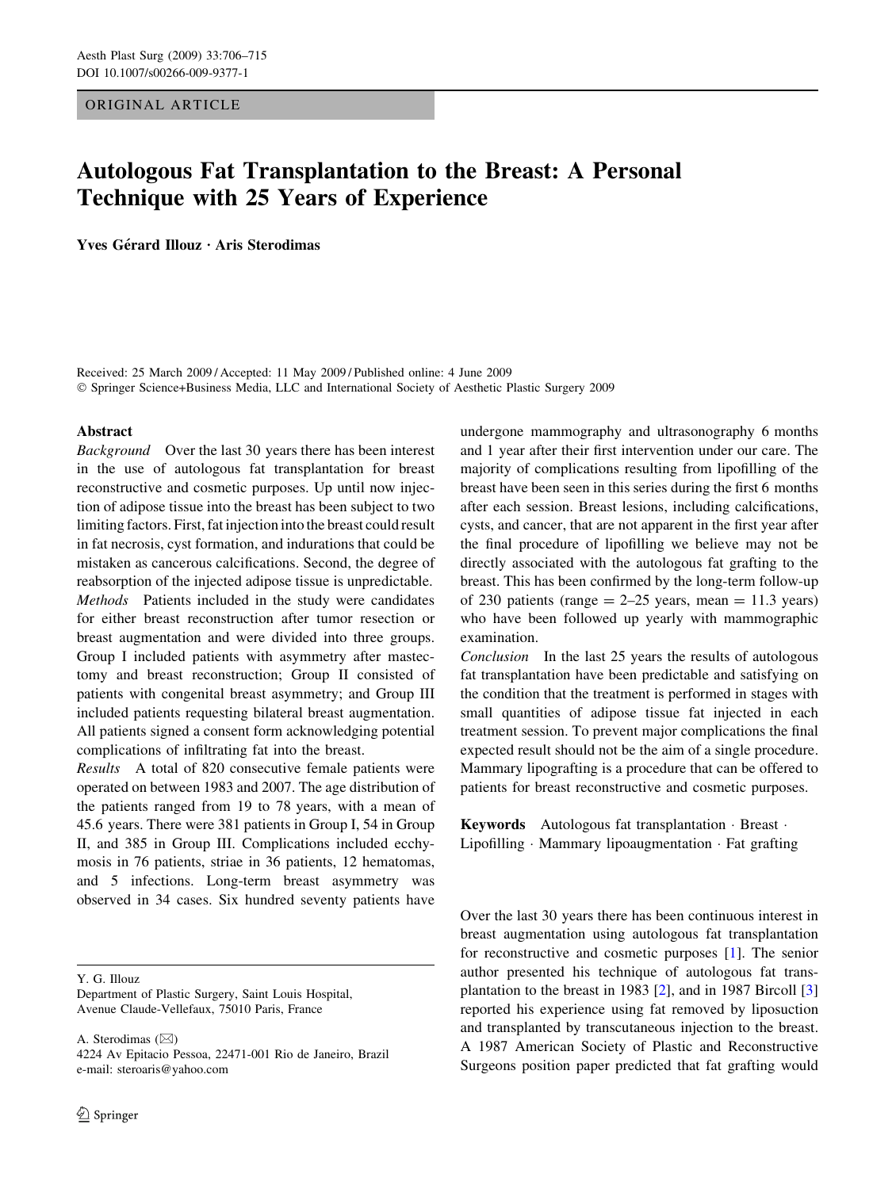ORIGINAL ARTICLE

# Autologous Fat Transplantation to the Breast: A Personal Technique with 25 Years of Experience

**Yves Gérard Illouz · Aris Sterodimas**

Received: 25 March 2009 / Accepted: 11 May 2009 / Published online: 4 June 2009
© Springer Science+Business Media, LLC and International Society of Aesthetic Plastic Surgery 2009

## Abstract

*Background* Over the last 30 years there has been interest in the use of autologous fat transplantation for breast reconstructive and cosmetic purposes. Up until now injection of adipose tissue into the breast has been subject to two limiting factors. First, fat injection into the breast could result in fat necrosis, cyst formation, and indurations that could be mistaken as cancerous calcifications. Second, the degree of reabsorption of the injected adipose tissue is unpredictable.

*Methods* Patients included in the study were candidates for either breast reconstruction after tumor resection or breast augmentation and were divided into three groups. Group I included patients with asymmetry after mastectomy and breast reconstruction; Group II consisted of patients with congenital breast asymmetry; and Group III included patients requesting bilateral breast augmentation. All patients signed a consent form acknowledging potential complications of infiltrating fat into the breast.

*Results* A total of 820 consecutive female patients were operated on between 1983 and 2007. The age distribution of the patients ranged from 19 to 78 years, with a mean of 45.6 years. There were 381 patients in Group I, 54 in Group II, and 385 in Group III. Complications included ecchymosis in 76 patients, striae in 36 patients, 12 hematomas, and 5 infections. Long-term breast asymmetry was observed in 34 cases. Six hundred seventy patients have undergone mammography and ultrasonography 6 months and 1 year after their first intervention under our care. The majority of complications resulting from lipofilling of the breast have been seen in this series during the first 6 months after each session. Breast lesions, including calcifications, cysts, and cancer, that are not apparent in the first year after the final procedure of lipofilling we believe may not be directly associated with the autologous fat grafting to the breast. This has been confirmed by the long-term follow-up of 230 patients (range = 2–25 years, mean = 11.3 years) who have been followed up yearly with mammographic examination.

*Conclusion* In the last 25 years the results of autologous fat transplantation have been predictable and satisfying on the condition that the treatment is performed in stages with small quantities of adipose tissue fat injected in each treatment session. To prevent major complications the final expected result should not be the aim of a single procedure. Mammary lipografting is a procedure that can be offered to patients for breast reconstructive and cosmetic purposes.

**Keywords** Autologous fat transplantation · Breast · Lipofilling · Mammary lipoaugmentation · Fat grafting

Y. G. Illouz
Department of Plastic Surgery, Saint Louis Hospital, Avenue Claude-Vellefaux, 75010 Paris, France

A. Sterodimas (✉)
4224 Av Epitacio Pessoa, 22471-001 Rio de Janeiro, Brazil
e-mail: steroaris@yahoo.com

Over the last 30 years there has been continuous interest in breast augmentation using autologous fat transplantation for reconstructive and cosmetic purposes [1]. The senior author presented his technique of autologous fat transplantation to the breast in 1983 [2], and in 1987 Bircoll [3] reported his experience using fat removed by liposuction and transplanted by transcutaneous injection to the breast. A 1987 American Society of Plastic and Reconstructive Surgeons position paper predicted that fat grafting would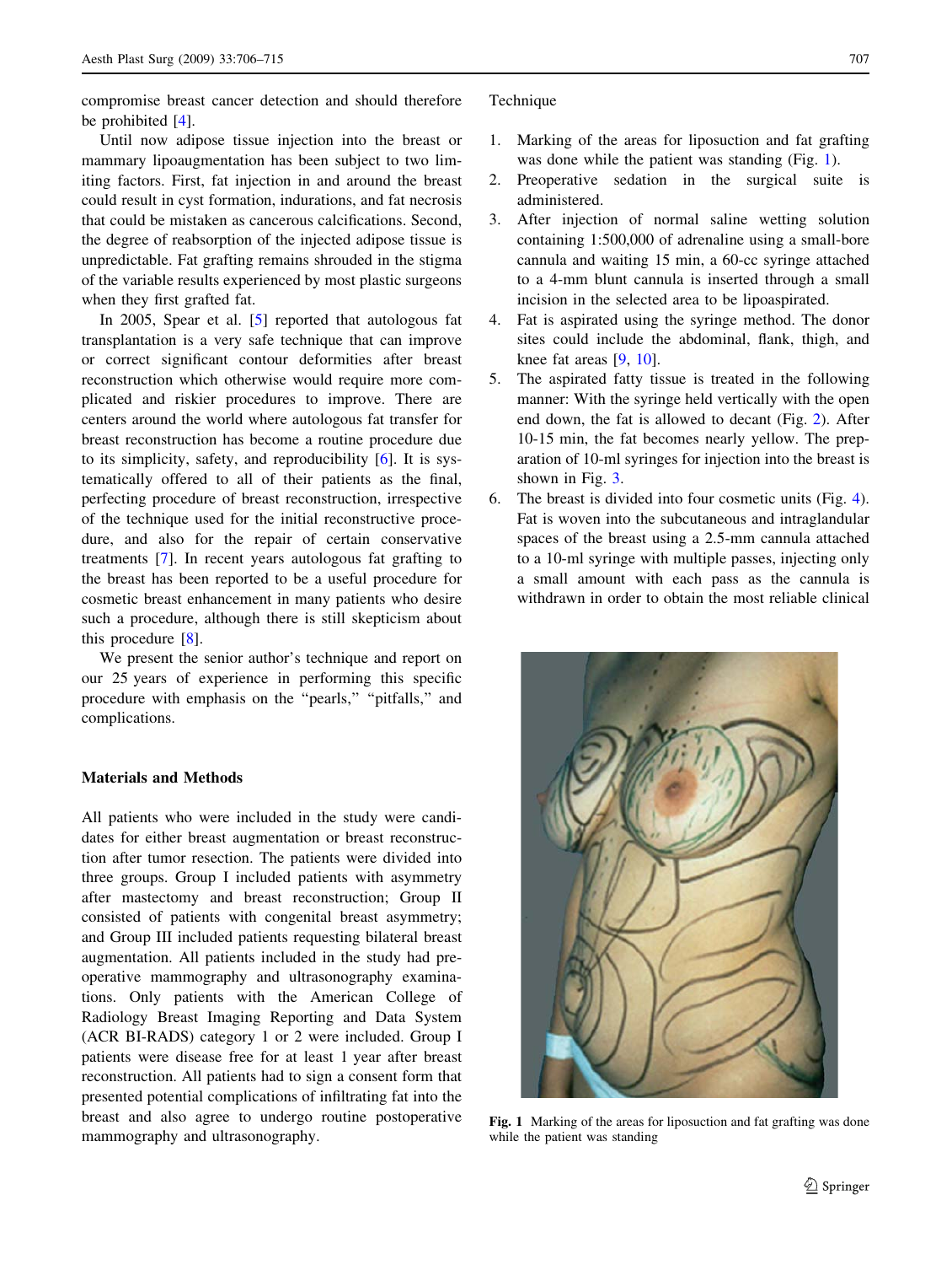compromise breast cancer detection and should therefore be prohibited [4].

Until now adipose tissue injection into the breast or mammary lipoaugmentation has been subject to two limiting factors. First, fat injection in and around the breast could result in cyst formation, indurations, and fat necrosis that could be mistaken as cancerous calcifications. Second, the degree of reabsorption of the injected adipose tissue is unpredictable. Fat grafting remains shrouded in the stigma of the variable results experienced by most plastic surgeons when they first grafted fat.

In 2005, Spear et al. [5] reported that autologous fat transplantation is a very safe technique that can improve or correct significant contour deformities after breast reconstruction which otherwise would require more complicated and riskier procedures to improve. There are centers around the world where autologous fat transfer for breast reconstruction has become a routine procedure due to its simplicity, safety, and reproducibility [6]. It is systematically offered to all of their patients as the final, perfecting procedure of breast reconstruction, irrespective of the technique used for the initial reconstructive procedure, and also for the repair of certain conservative treatments [7]. In recent years autologous fat grafting to the breast has been reported to be a useful procedure for cosmetic breast enhancement in many patients who desire such a procedure, although there is still skepticism about this procedure [8].

We present the senior author's technique and report on our 25 years of experience in performing this specific procedure with emphasis on the "pearls," "pitfalls," and complications.

## Materials and Methods

All patients who were included in the study were candidates for either breast augmentation or breast reconstruction after tumor resection. The patients were divided into three groups. Group I included patients with asymmetry after mastectomy and breast reconstruction; Group II consisted of patients with congenital breast asymmetry; and Group III included patients requesting bilateral breast augmentation. All patients included in the study had preoperative mammography and ultrasonography examinations. Only patients with the American College of Radiology Breast Imaging Reporting and Data System (ACR BI-RADS) category 1 or 2 were included. Group I patients were disease free for at least 1 year after breast reconstruction. All patients had to sign a consent form that presented potential complications of infiltrating fat into the breast and also agree to undergo routine postoperative mammography and ultrasonography.

### Technique

1. Marking of the areas for liposuction and fat grafting was done while the patient was standing (Fig. 1).
2. Preoperative sedation in the surgical suite is administered.
3. After injection of normal saline wetting solution containing 1:500,000 of adrenaline using a small-bore cannula and waiting 15 min, a 60-cc syringe attached to a 4-mm blunt cannula is inserted through a small incision in the selected area to be lipoaspirated.
4. Fat is aspirated using the syringe method. The donor sites could include the abdominal, flank, thigh, and knee fat areas [9, 10].
5. The aspirated fatty tissue is treated in the following manner: With the syringe held vertically with the open end down, the fat is allowed to decant (Fig. 2). After 10-15 min, the fat becomes nearly yellow. The preparation of 10-ml syringes for injection into the breast is shown in Fig. 3.
6. The breast is divided into four cosmetic units (Fig. 4). Fat is woven into the subcutaneous and intraglandular spaces of the breast using a 2.5-mm cannula attached to a 10-ml syringe with multiple passes, injecting only a small amount with each pass as the cannula is withdrawn in order to obtain the most reliable clinical

**Fig. 1** Marking of the areas for liposuction and fat grafting was done while the patient was standing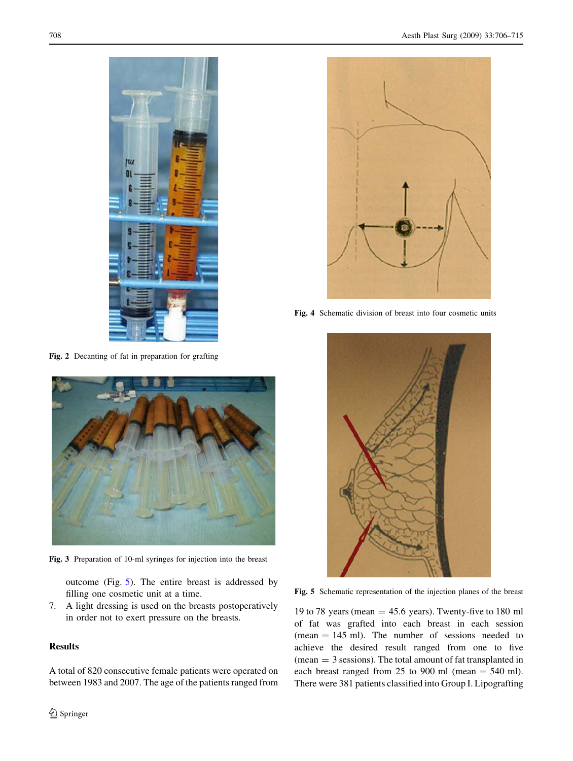Fig. 2 Decanting of fat in preparation for grafting

Fig. 3 Preparation of 10-ml syringes for injection into the breast

outcome (Fig. 5). The entire breast is addressed by filling one cosmetic unit at a time.

7. A light dressing is used on the breasts postoperatively in order not to exert pressure on the breasts.

## Results

A total of 820 consecutive female patients were operated on between 1983 and 2007. The age of the patients ranged from 19 to 78 years (mean = 45.6 years). Twenty-five to 180 ml of fat was grafted into each breast in each session (mean = 145 ml). The number of sessions needed to achieve the desired result ranged from one to five (mean = 3 sessions). The total amount of fat transplanted in each breast ranged from 25 to 900 ml (mean = 540 ml). There were 381 patients classified into Group I. Lipografting

Fig. 4 Schematic division of breast into four cosmetic units

Fig. 5 Schematic representation of the injection planes of the breast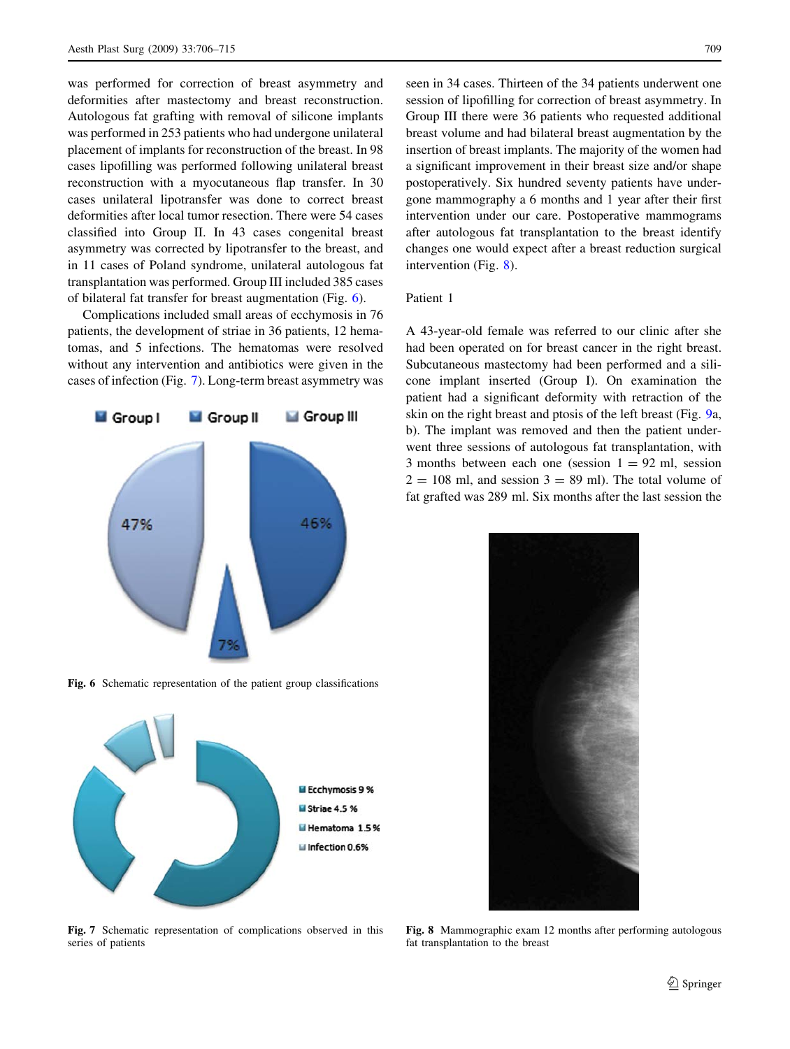was performed for correction of breast asymmetry and deformities after mastectomy and breast reconstruction. Autologous fat grafting with removal of silicone implants was performed in 253 patients who had undergone unilateral placement of implants for reconstruction of the breast. In 98 cases lipofilling was performed following unilateral breast reconstruction with a myocutaneous flap transfer. In 30 cases unilateral lipotransfer was done to correct breast deformities after local tumor resection. There were 54 cases classified into Group II. In 43 cases congenital breast asymmetry was corrected by lipotransfer to the breast, and in 11 cases of Poland syndrome, unilateral autologous fat transplantation was performed. Group III included 385 cases of bilateral fat transfer for breast augmentation (Fig. 6).

Complications included small areas of ecchymosis in 76 patients, the development of striae in 36 patients, 12 hematomas, and 5 infections. The hematomas were resolved without any intervention and antibiotics were given in the cases of infection (Fig. 7). Long-term breast asymmetry was seen in 34 cases. Thirteen of the 34 patients underwent one session of lipofilling for correction of breast asymmetry. In Group III there were 36 patients who requested additional breast volume and had bilateral breast augmentation by the insertion of breast implants. The majority of the women had a significant improvement in their breast size and/or shape postoperatively. Six hundred seventy patients have undergone mammography a 6 months and 1 year after their first intervention under our care. Postoperative mammograms after autologous fat transplantation to the breast identify changes one would expect after a breast reduction surgical intervention (Fig. 8).

Group I Group II Group III

47% 46% 7%

**Fig. 6** Schematic representation of the patient group classifications

Ecchymosis 9 %
Striae 4.5 %
Hematoma 1.5 %
Infection 0.6%

**Fig. 7** Schematic representation of complications observed in this series of patients

### Patient 1

A 43-year-old female was referred to our clinic after she had been operated on for breast cancer in the right breast. Subcutaneous mastectomy had been performed and a silicone implant inserted (Group I). On examination the patient had a significant deformity with retraction of the skin on the right breast and ptosis of the left breast (Fig. 9a, b). The implant was removed and then the patient underwent three sessions of autologous fat transplantation, with 3 months between each one (session 1 = 92 ml, session 2 = 108 ml, and session 3 = 89 ml). The total volume of fat grafted was 289 ml. Six months after the last session the

**Fig. 8** Mammographic exam 12 months after performing autologous fat transplantation to the breast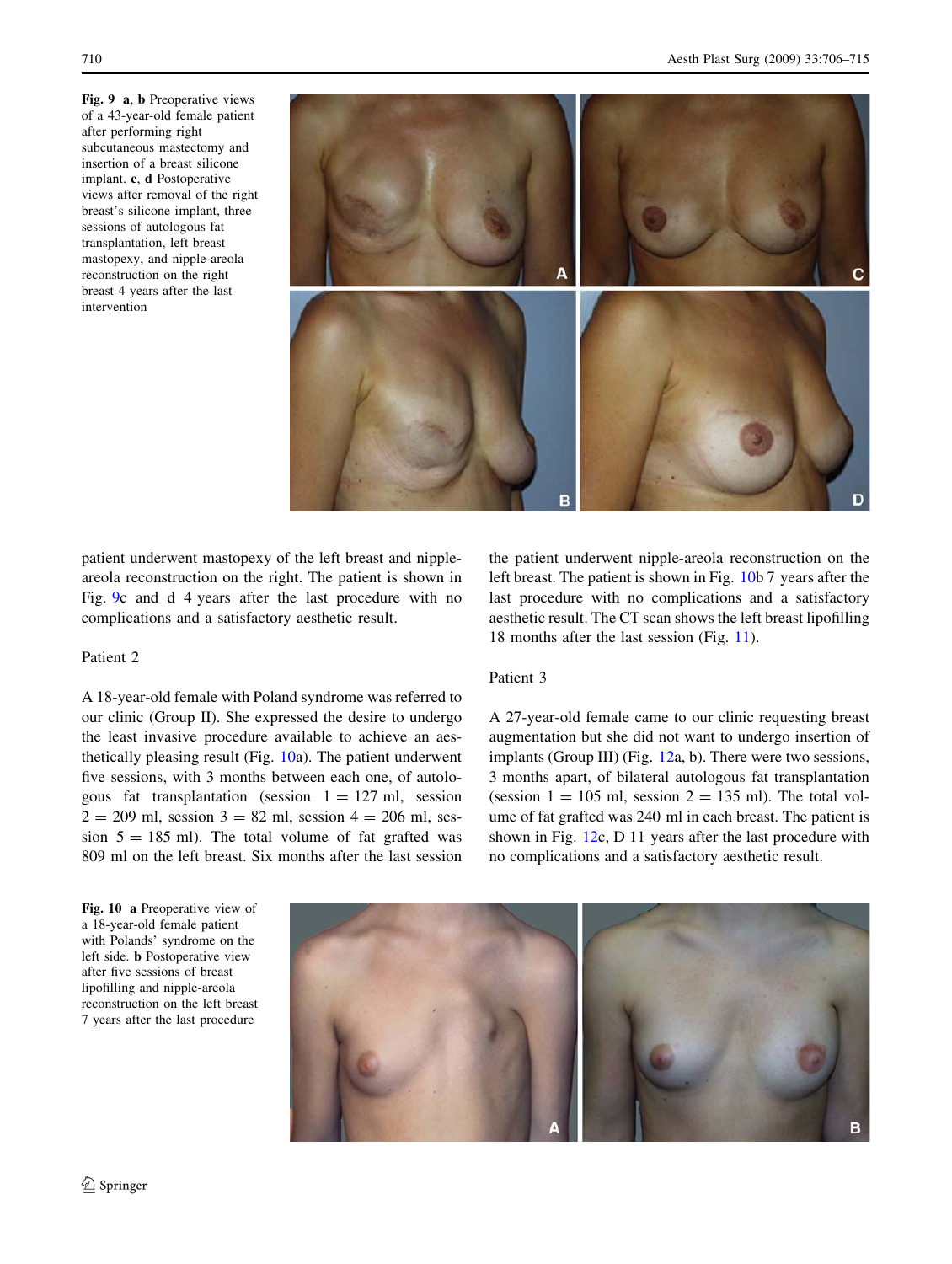**Fig. 9** **a**, **b** Preoperative views of a 43-year-old female patient after performing right subcutaneous mastectomy and insertion of a breast silicone implant. **c**, **d** Postoperative views after removal of the right breast's silicone implant, three sessions of autologous fat transplantation, left breast mastopexy, and nipple-areola reconstruction on the right breast 4 years after the last intervention

patient underwent mastopexy of the left breast and nipple-areola reconstruction on the right. The patient is shown in Fig. 9c and d 4 years after the last procedure with no complications and a satisfactory aesthetic result.

Patient 2

A 18-year-old female with Poland syndrome was referred to our clinic (Group II). She expressed the desire to undergo the least invasive procedure available to achieve an aesthetically pleasing result (Fig. 10a). The patient underwent five sessions, with 3 months between each one, of autologous fat transplantation (session 1 = 127 ml, session 2 = 209 ml, session 3 = 82 ml, session 4 = 206 ml, session 5 = 185 ml). The total volume of fat grafted was 809 ml on the left breast. Six months after the last session the patient underwent nipple-areola reconstruction on the left breast. The patient is shown in Fig. 10b 7 years after the last procedure with no complications and a satisfactory aesthetic result. The CT scan shows the left breast lipofilling 18 months after the last session (Fig. 11).

Patient 3

A 27-year-old female came to our clinic requesting breast augmentation but she did not want to undergo insertion of implants (Group III) (Fig. 12a, b). There were two sessions, 3 months apart, of bilateral autologous fat transplantation (session 1 = 105 ml, session 2 = 135 ml). The total volume of fat grafted was 240 ml in each breast. The patient is shown in Fig. 12c, D 11 years after the last procedure with no complications and a satisfactory aesthetic result.

**Fig. 10** **a** Preoperative view of a 18-year-old female patient with Polands' syndrome on the left side. **b** Postoperative view after five sessions of breast lipofilling and nipple-areola reconstruction on the left breast 7 years after the last procedure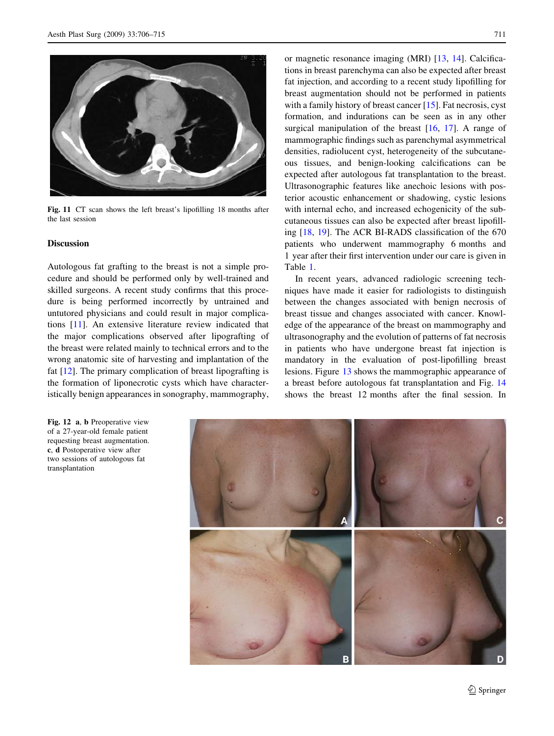Fig. 11 CT scan shows the left breast's lipofilling 18 months after the last session

## Discussion

Autologous fat grafting to the breast is not a simple procedure and should be performed only by well-trained and skilled surgeons. A recent study confirms that this procedure is being performed incorrectly by untrained and untutored physicians and could result in major complications [11]. An extensive literature review indicated that the major complications observed after lipografting of the breast were related mainly to technical errors and to the wrong anatomic site of harvesting and implantation of the fat [12]. The primary complication of breast lipografting is the formation of liponecrotic cysts which have characteristically benign appearances in sonography, mammography, or magnetic resonance imaging (MRI) [13, 14]. Calcifications in breast parenchyma can also be expected after breast fat injection, and according to a recent study lipofilling for breast augmentation should not be performed in patients with a family history of breast cancer [15]. Fat necrosis, cyst formation, and indurations can be seen as in any other surgical manipulation of the breast [16, 17]. A range of mammographic findings such as parenchymal asymmetrical densities, radiolucent cyst, heterogeneity of the subcutaneous tissues, and benign-looking calcifications can be expected after autologous fat transplantation to the breast. Ultrasonographic features like anechoic lesions with posterior acoustic enhancement or shadowing, cystic lesions with internal echo, and increased echogenicity of the subcutaneous tissues can also be expected after breast lipofilling [18, 19]. The ACR BI-RADS classification of the 670 patients who underwent mammography 6 months and 1 year after their first intervention under our care is given in Table 1.

In recent years, advanced radiologic screening techniques have made it easier for radiologists to distinguish between the changes associated with benign necrosis of breast tissue and changes associated with cancer. Knowledge of the appearance of the breast on mammography and ultrasonography and the evolution of patterns of fat necrosis in patients who have undergone breast fat injection is mandatory in the evaluation of post-lipofilling breast lesions. Figure 13 shows the mammographic appearance of a breast before autologous fat transplantation and Fig. 14 shows the breast 12 months after the final session. In

**Fig. 12** **a**, **b** Preoperative view of a 27-year-old female patient requesting breast augmentation. **c**, **d** Postoperative view after two sessions of autologous fat transplantation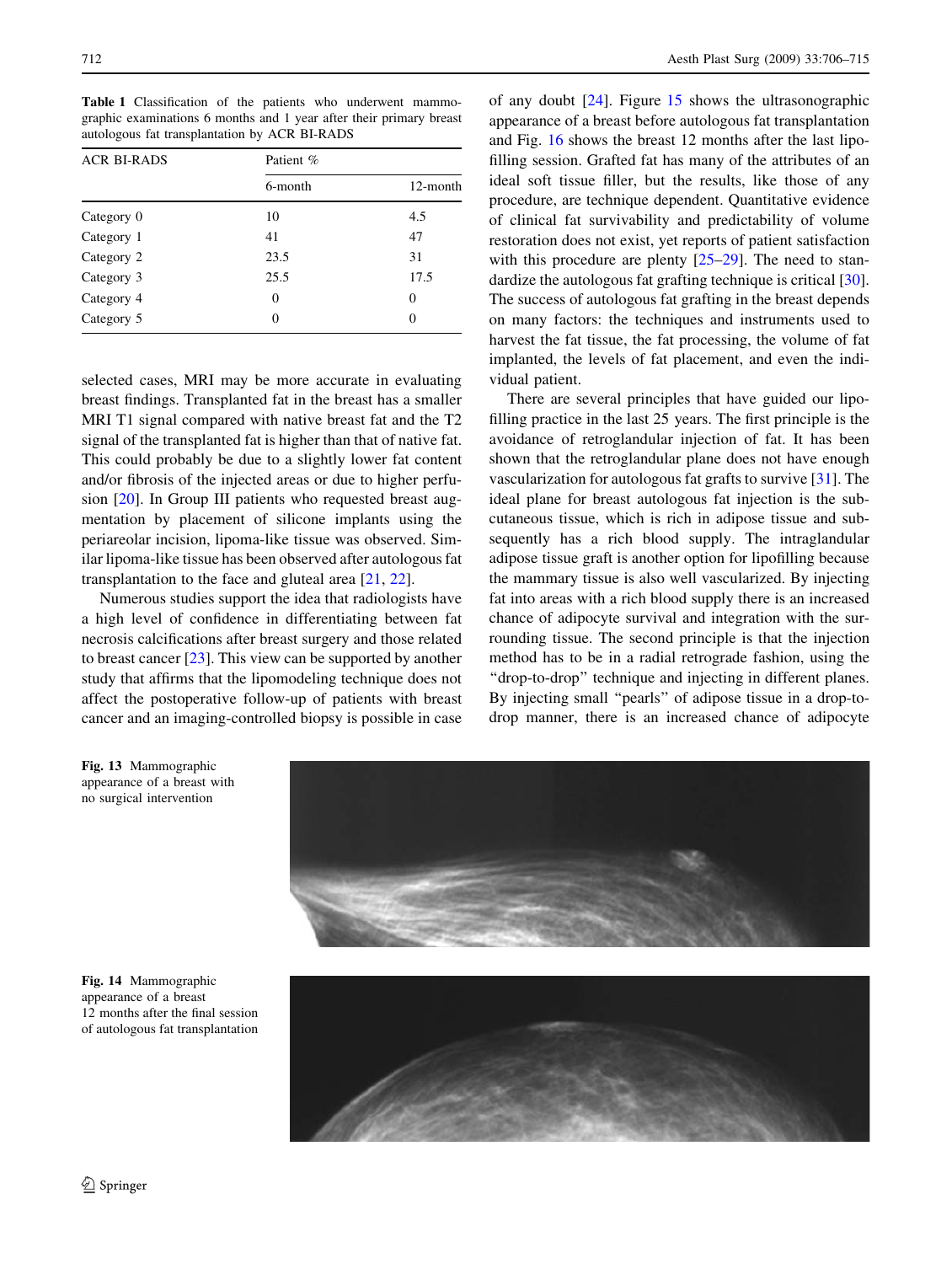**Table 1** Classification of the patients who underwent mammographic examinations 6 months and 1 year after their primary breast autologous fat transplantation by ACR BI-RADS

| ACR BI-RADS | Patient % | |
|---|---|---|
| | 6-month | 12-month |
| Category 0 | 10 | 4.5 |
| Category 1 | 41 | 47 |
| Category 2 | 23.5 | 31 |
| Category 3 | 25.5 | 17.5 |
| Category 4 | 0 | 0 |
| Category 5 | 0 | 0 |

selected cases, MRI may be more accurate in evaluating breast findings. Transplanted fat in the breast has a smaller MRI T1 signal compared with native breast fat and the T2 signal of the transplanted fat is higher than that of native fat. This could probably be due to a slightly lower fat content and/or fibrosis of the injected areas or due to higher perfusion [20]. In Group III patients who requested breast augmentation by placement of silicone implants using the periareolar incision, lipoma-like tissue was observed. Similar lipoma-like tissue has been observed after autologous fat transplantation to the face and gluteal area [21, 22].

Numerous studies support the idea that radiologists have a high level of confidence in differentiating between fat necrosis calcifications after breast surgery and those related to breast cancer [23]. This view can be supported by another study that affirms that the lipomodeling technique does not affect the postoperative follow-up of patients with breast cancer and an imaging-controlled biopsy is possible in case of any doubt [24]. Figure 15 shows the ultrasonographic appearance of a breast before autologous fat transplantation and Fig. 16 shows the breast 12 months after the last lipofilling session. Grafted fat has many of the attributes of an ideal soft tissue filler, but the results, like those of any procedure, are technique dependent. Quantitative evidence of clinical fat survivability and predictability of volume restoration does not exist, yet reports of patient satisfaction with this procedure are plenty [25–29]. The need to standardize the autologous fat grafting technique is critical [30]. The success of autologous fat grafting in the breast depends on many factors: the techniques and instruments used to harvest the fat tissue, the fat processing, the volume of fat implanted, the levels of fat placement, and even the individual patient.

There are several principles that have guided our lipofilling practice in the last 25 years. The first principle is the avoidance of retroglandular injection of fat. It has been shown that the retroglandular plane does not have enough vascularization for autologous fat grafts to survive [31]. The ideal plane for breast autologous fat injection is the subcutaneous tissue, which is rich in adipose tissue and subsequently has a rich blood supply. The intraglandular adipose tissue graft is another option for lipofilling because the mammary tissue is also well vascularized. By injecting fat into areas with a rich blood supply there is an increased chance of adipocyte survival and integration with the surrounding tissue. The second principle is that the injection method has to be in a radial retrograde fashion, using the "drop-to-drop" technique and injecting in different planes. By injecting small "pearls" of adipose tissue in a drop-to-drop manner, there is an increased chance of adipocyte

**Fig. 13** Mammographic appearance of a breast with no surgical intervention

**Fig. 14** Mammographic appearance of a breast 12 months after the final session of autologous fat transplantation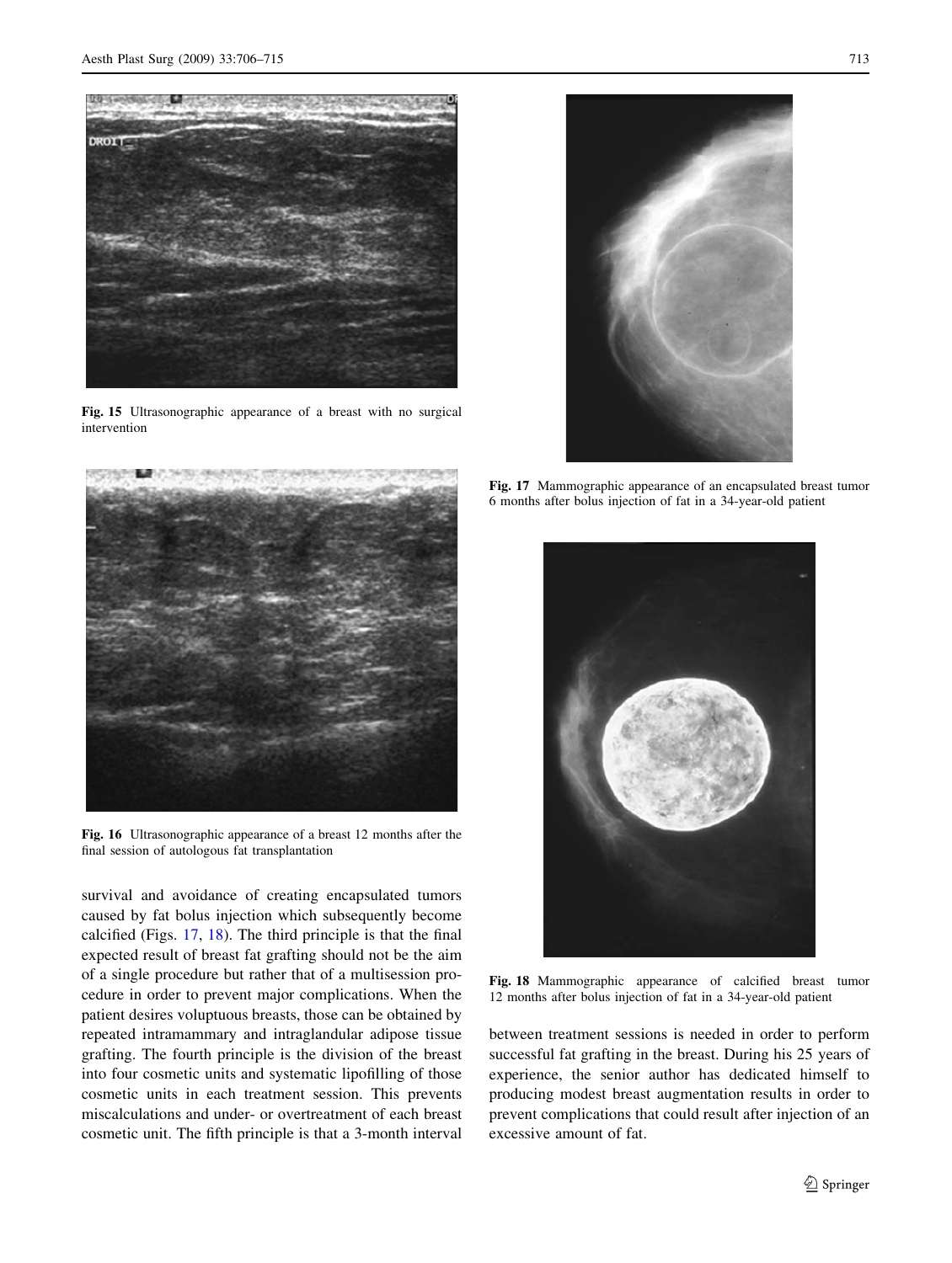Fig. 15 Ultrasonographic appearance of a breast with no surgical intervention

Fig. 16 Ultrasonographic appearance of a breast 12 months after the final session of autologous fat transplantation

Fig. 17 Mammographic appearance of an encapsulated breast tumor 6 months after bolus injection of fat in a 34-year-old patient

Fig. 18 Mammographic appearance of calcified breast tumor 12 months after bolus injection of fat in a 34-year-old patient

survival and avoidance of creating encapsulated tumors caused by fat bolus injection which subsequently become calcified (Figs. 17, 18). The third principle is that the final expected result of breast fat grafting should not be the aim of a single procedure but rather that of a multisession procedure in order to prevent major complications. When the patient desires voluptuous breasts, those can be obtained by repeated intramammary and intraglandular adipose tissue grafting. The fourth principle is the division of the breast into four cosmetic units and systematic lipofilling of those cosmetic units in each treatment session. This prevents miscalculations and under- or overtreatment of each breast cosmetic unit. The fifth principle is that a 3-month interval between treatment sessions is needed in order to perform successful fat grafting in the breast. During his 25 years of experience, the senior author has dedicated himself to producing modest breast augmentation results in order to prevent complications that could result after injection of an excessive amount of fat.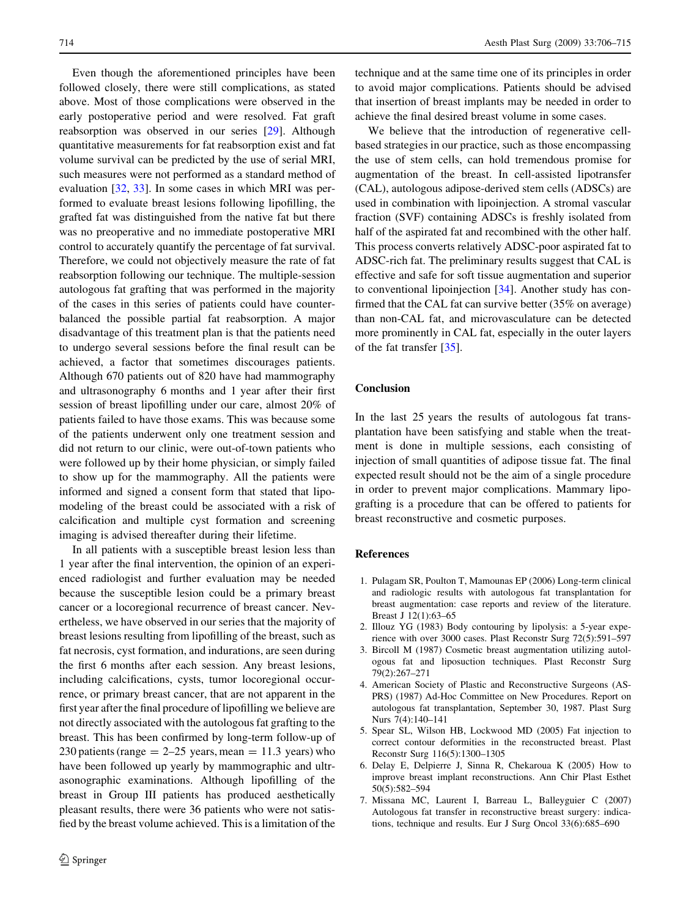Even though the aforementioned principles have been followed closely, there were still complications, as stated above. Most of those complications were observed in the early postoperative period and were resolved. Fat graft reabsorption was observed in our series [29]. Although quantitative measurements for fat reabsorption exist and fat volume survival can be predicted by the use of serial MRI, such measures were not performed as a standard method of evaluation [32, 33]. In some cases in which MRI was performed to evaluate breast lesions following lipofilling, the grafted fat was distinguished from the native fat but there was no preoperative and no immediate postoperative MRI control to accurately quantify the percentage of fat survival. Therefore, we could not objectively measure the rate of fat reabsorption following our technique. The multiple-session autologous fat grafting that was performed in the majority of the cases in this series of patients could have counterbalanced the possible partial fat reabsorption. A major disadvantage of this treatment plan is that the patients need to undergo several sessions before the final result can be achieved, a factor that sometimes discourages patients. Although 670 patients out of 820 have had mammography and ultrasonography 6 months and 1 year after their first session of breast lipofilling under our care, almost 20% of patients failed to have those exams. This was because some of the patients underwent only one treatment session and did not return to our clinic, were out-of-town patients who were followed up by their home physician, or simply failed to show up for the mammography. All the patients were informed and signed a consent form that stated that lipomodeling of the breast could be associated with a risk of calcification and multiple cyst formation and screening imaging is advised thereafter during their lifetime.

In all patients with a susceptible breast lesion less than 1 year after the final intervention, the opinion of an experienced radiologist and further evaluation may be needed because the susceptible lesion could be a primary breast cancer or a locoregional recurrence of breast cancer. Nevertheless, we have observed in our series that the majority of breast lesions resulting from lipofilling of the breast, such as fat necrosis, cyst formation, and indurations, are seen during the first 6 months after each session. Any breast lesions, including calcifications, cysts, tumor locoregional occurrence, or primary breast cancer, that are not apparent in the first year after the final procedure of lipofilling we believe are not directly associated with the autologous fat grafting to the breast. This has been confirmed by long-term follow-up of 230 patients (range = 2–25 years, mean = 11.3 years) who have been followed up yearly by mammographic and ultrasonographic examinations. Although lipofilling of the breast in Group III patients has produced aesthetically pleasant results, there were 36 patients who were not satisfied by the breast volume achieved. This is a limitation of the technique and at the same time one of its principles in order to avoid major complications. Patients should be advised that insertion of breast implants may be needed in order to achieve the final desired breast volume in some cases.

We believe that the introduction of regenerative cell-based strategies in our practice, such as those encompassing the use of stem cells, can hold tremendous promise for augmentation of the breast. In cell-assisted lipotransfer (CAL), autologous adipose-derived stem cells (ADSCs) are used in combination with lipoinjection. A stromal vascular fraction (SVF) containing ADSCs is freshly isolated from half of the aspirated fat and recombined with the other half. This process converts relatively ADSC-poor aspirated fat to ADSC-rich fat. The preliminary results suggest that CAL is effective and safe for soft tissue augmentation and superior to conventional lipoinjection [34]. Another study has confirmed that the CAL fat can survive better (35% on average) than non-CAL fat, and microvasculature can be detected more prominently in CAL fat, especially in the outer layers of the fat transfer [35].

## Conclusion

In the last 25 years the results of autologous fat transplantation have been satisfying and stable when the treatment is done in multiple sessions, each consisting of injection of small quantities of adipose tissue fat. The final expected result should not be the aim of a single procedure in order to prevent major complications. Mammary lipografting is a procedure that can be offered to patients for breast reconstructive and cosmetic purposes.

## References

1. Pulagam SR, Poulton T, Mamounas EP (2006) Long-term clinical and radiologic results with autologous fat transplantation for breast augmentation: case reports and review of the literature. Breast J 12(1):63–65
2. Illouz YG (1983) Body contouring by lipolysis: a 5-year experience with over 3000 cases. Plast Reconstr Surg 72(5):591–597
3. Bircoll M (1987) Cosmetic breast augmentation utilizing autologous fat and liposuction techniques. Plast Reconstr Surg 79(2):267–271
4. American Society of Plastic and Reconstructive Surgeons (ASPRS) (1987) Ad-Hoc Committee on New Procedures. Report on autologous fat transplantation, September 30, 1987. Plast Surg Nurs 7(4):140–141
5. Spear SL, Wilson HB, Lockwood MD (2005) Fat injection to correct contour deformities in the reconstructed breast. Plast Reconstr Surg 116(5):1300–1305
6. Delay E, Delpierre J, Sinna R, Chekaroua K (2005) How to improve breast implant reconstructions. Ann Chir Plast Esthet 50(5):582–594
7. Missana MC, Laurent I, Barreau L, Balleyguier C (2007) Autologous fat transfer in reconstructive breast surgery: indications, technique and results. Eur J Surg Oncol 33(6):685–690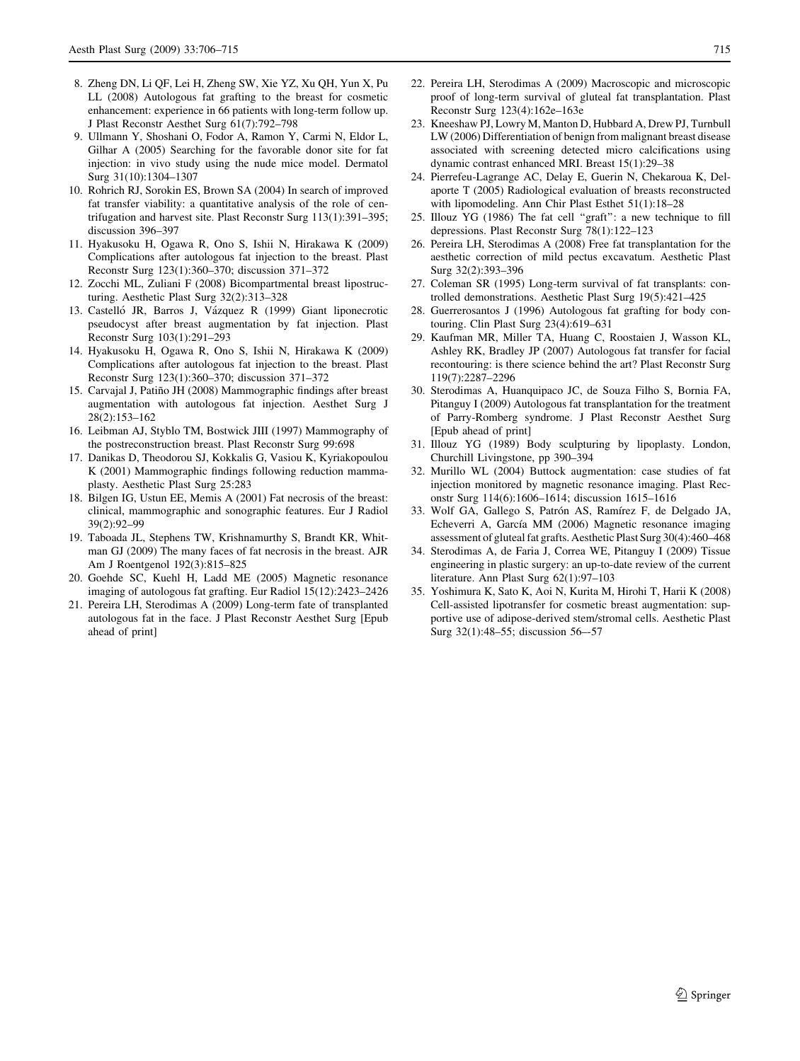8. Zheng DN, Li QF, Lei H, Zheng SW, Xie YZ, Xu QH, Yun X, Pu LL (2008) Autologous fat grafting to the breast for cosmetic enhancement: experience in 66 patients with long-term follow up. J Plast Reconstr Aesthet Surg 61(7):792–798
9. Ullmann Y, Shoshani O, Fodor A, Ramon Y, Carmi N, Eldor L, Gilhar A (2005) Searching for the favorable donor site for fat injection: in vivo study using the nude mice model. Dermatol Surg 31(10):1304–1307
10. Rohrich RJ, Sorokin ES, Brown SA (2004) In search of improved fat transfer viability: a quantitative analysis of the role of centrifugation and harvest site. Plast Reconstr Surg 113(1):391–395; discussion 396–397
11. Hyakusoku H, Ogawa R, Ono S, Ishii N, Hirakawa K (2009) Complications after autologous fat injection to the breast. Plast Reconstr Surg 123(1):360–370; discussion 371–372
12. Zocchi ML, Zuliani F (2008) Bicompartmental breast lipostructuring. Aesthetic Plast Surg 32(2):313–328
13. Castelló JR, Barros J, Vázquez R (1999) Giant liponecrotic pseudocyst after breast augmentation by fat injection. Plast Reconstr Surg 103(1):291–293
14. Hyakusoku H, Ogawa R, Ono S, Ishii N, Hirakawa K (2009) Complications after autologous fat injection to the breast. Plast Reconstr Surg 123(1):360–370; discussion 371–372
15. Carvajal J, Patiño JH (2008) Mammographic findings after breast augmentation with autologous fat injection. Aesthet Surg J 28(2):153–162
16. Leibman AJ, Styblo TM, Bostwick JIII (1997) Mammography of the postreconstruction breast. Plast Reconstr Surg 99:698
17. Danikas D, Theodorou SJ, Kokkalis G, Vasiou K, Kyriakopoulou K (2001) Mammographic findings following reduction mammaplasty. Aesthetic Plast Surg 25:283
18. Bilgen IG, Ustun EE, Memis A (2001) Fat necrosis of the breast: clinical, mammographic and sonographic features. Eur J Radiol 39(2):92–99
19. Taboada JL, Stephens TW, Krishnamurthy S, Brandt KR, Whitman GJ (2009) The many faces of fat necrosis in the breast. AJR Am J Roentgenol 192(3):815–825
20. Goehde SC, Kuehl H, Ladd ME (2005) Magnetic resonance imaging of autologous fat grafting. Eur Radiol 15(12):2423–2426
21. Pereira LH, Sterodimas A (2009) Long-term fate of transplanted autologous fat in the face. J Plast Reconstr Aesthet Surg [Epub ahead of print]
22. Pereira LH, Sterodimas A (2009) Macroscopic and microscopic proof of long-term survival of gluteal fat transplantation. Plast Reconstr Surg 123(4):162e–163e
23. Kneeshaw PJ, Lowry M, Manton D, Hubbard A, Drew PJ, Turnbull LW (2006) Differentiation of benign from malignant breast disease associated with screening detected micro calcifications using dynamic contrast enhanced MRI. Breast 15(1):29–38
24. Pierrefeu-Lagrange AC, Delay E, Guerin N, Chekaroua K, Delaporte T (2005) Radiological evaluation of breasts reconstructed with lipomodeling. Ann Chir Plast Esthet 51(1):18–28
25. Illouz YG (1986) The fat cell "graft": a new technique to fill depressions. Plast Reconstr Surg 78(1):122–123
26. Pereira LH, Sterodimas A (2008) Free fat transplantation for the aesthetic correction of mild pectus excavatum. Aesthetic Plast Surg 32(2):393–396
27. Coleman SR (1995) Long-term survival of fat transplants: controlled demonstrations. Aesthetic Plast Surg 19(5):421–425
28. Guerrerosantos J (1996) Autologous fat grafting for body contouring. Clin Plast Surg 23(4):619–631
29. Kaufman MR, Miller TA, Huang C, Roostaien J, Wasson KL, Ashley RK, Bradley JP (2007) Autologous fat transfer for facial recontouring: is there science behind the art? Plast Reconstr Surg 119(7):2287–2296
30. Sterodimas A, Huanquipaco JC, de Souza Filho S, Bornia FA, Pitanguy I (2009) Autologous fat transplantation for the treatment of Parry-Romberg syndrome. J Plast Reconstr Aesthet Surg [Epub ahead of print]
31. Illouz YG (1989) Body sculpturing by lipoplasty. London, Churchill Livingstone, pp 390–394
32. Murillo WL (2004) Buttock augmentation: case studies of fat injection monitored by magnetic resonance imaging. Plast Reconstr Surg 114(6):1606–1614; discussion 1615–1616
33. Wolf GA, Gallego S, Patrón AS, Ramírez F, de Delgado JA, Echeverri A, García MM (2006) Magnetic resonance imaging assessment of gluteal fat grafts. Aesthetic Plast Surg 30(4):460–468
34. Sterodimas A, de Faria J, Correa WE, Pitanguy I (2009) Tissue engineering in plastic surgery: an up-to-date review of the current literature. Ann Plast Surg 62(1):97–103
35. Yoshimura K, Sato K, Aoi N, Kurita M, Hirohi T, Harii K (2008) Cell-assisted lipotransfer for cosmetic breast augmentation: supportive use of adipose-derived stem/stromal cells. Aesthetic Plast Surg 32(1):48–55; discussion 56–57